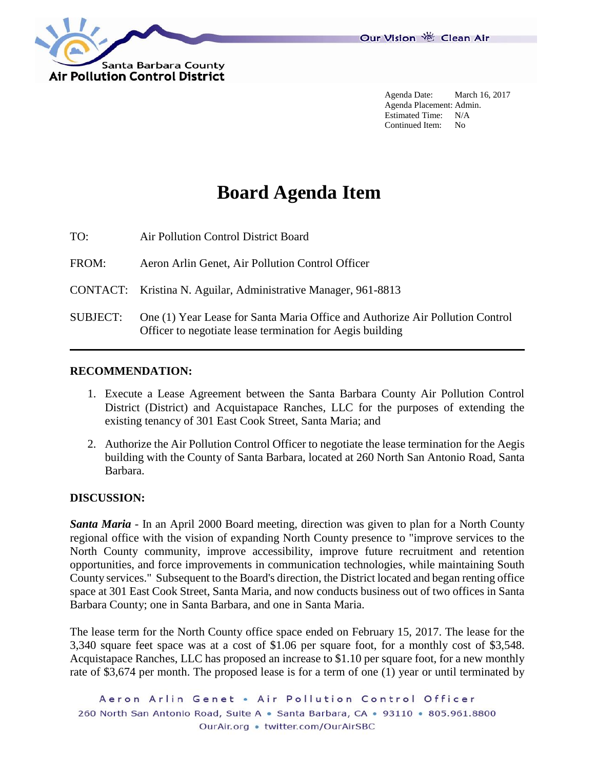Agenda Date: March 16, 2017
Agenda Placement: Admin.
Estimated Time: N/A
Continued Item: No

# Board Agenda Item

TO: Air Pollution Control District Board

FROM: Aeron Arlin Genet, Air Pollution Control Officer

CONTACT: Kristina N. Aguilar, Administrative Manager, 961-8813

SUBJECT: One (1) Year Lease for Santa Maria Office and Authorize Air Pollution Control Officer to negotiate lease termination for Aegis building

---

## RECOMMENDATION:

1. Execute a Lease Agreement between the Santa Barbara County Air Pollution Control District (District) and Acquistapace Ranches, LLC for the purposes of extending the existing tenancy of 301 East Cook Street, Santa Maria; and
2. Authorize the Air Pollution Control Officer to negotiate the lease termination for the Aegis building with the County of Santa Barbara, located at 260 North San Antonio Road, Santa Barbara.

## DISCUSSION:

***Santa Maria*** - In an April 2000 Board meeting, direction was given to plan for a North County regional office with the vision of expanding North County presence to "improve services to the North County community, improve accessibility, improve future recruitment and retention opportunities, and force improvements in communication technologies, while maintaining South County services." Subsequent to the Board's direction, the District located and began renting office space at 301 East Cook Street, Santa Maria, and now conducts business out of two offices in Santa Barbara County; one in Santa Barbara, and one in Santa Maria.

The lease term for the North County office space ended on February 15, 2017. The lease for the 3,340 square feet space was at a cost of $1.06 per square foot, for a monthly cost of $3,548. Acquistapace Ranches, LLC has proposed an increase to $1.10 per square foot, for a new monthly rate of $3,674 per month. The proposed lease is for a term of one (1) year or until terminated by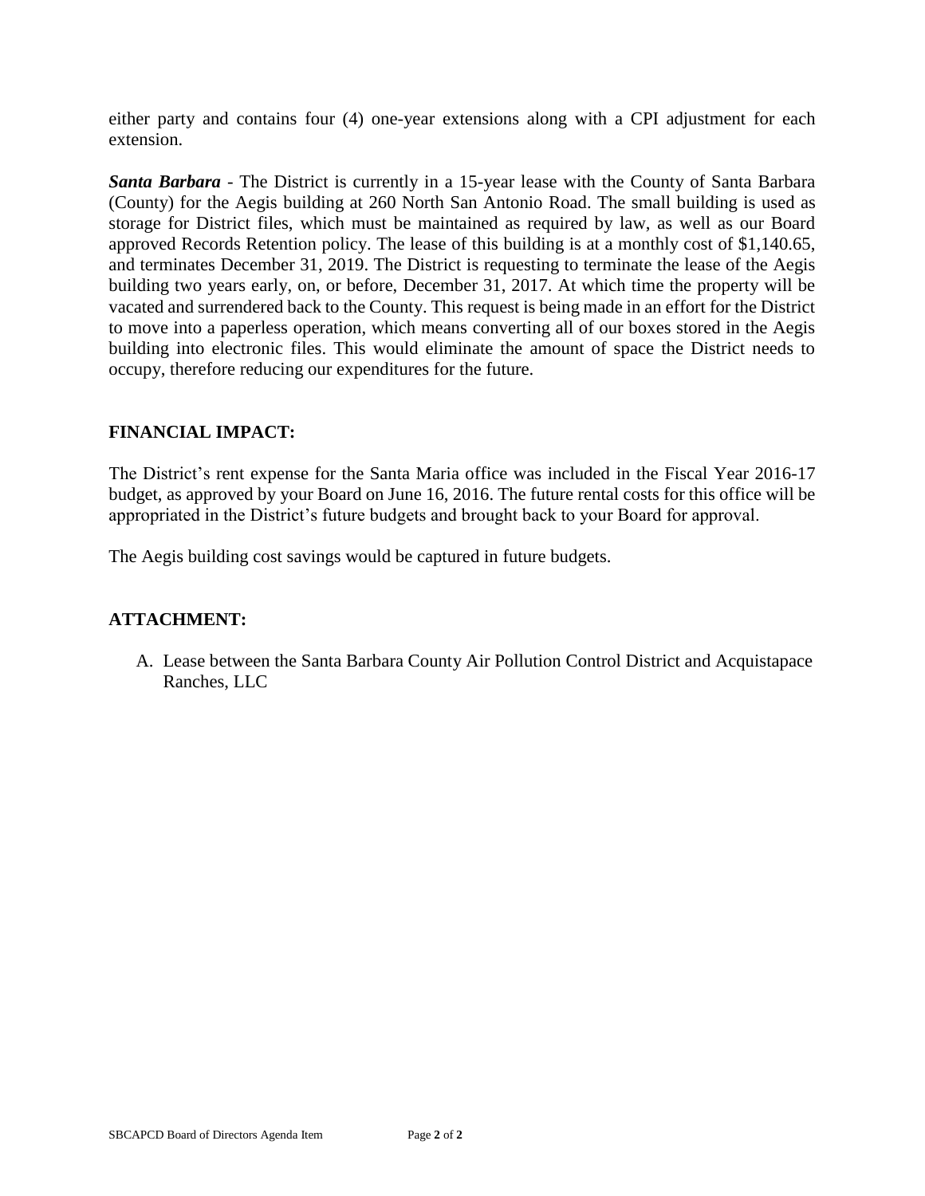either party and contains four (4) one-year extensions along with a CPI adjustment for each extension.

***Santa Barbara*** - The District is currently in a 15-year lease with the County of Santa Barbara (County) for the Aegis building at 260 North San Antonio Road. The small building is used as storage for District files, which must be maintained as required by law, as well as our Board approved Records Retention policy. The lease of this building is at a monthly cost of $1,140.65, and terminates December 31, 2019. The District is requesting to terminate the lease of the Aegis building two years early, on, or before, December 31, 2017. At which time the property will be vacated and surrendered back to the County. This request is being made in an effort for the District to move into a paperless operation, which means converting all of our boxes stored in the Aegis building into electronic files. This would eliminate the amount of space the District needs to occupy, therefore reducing our expenditures for the future.

## FINANCIAL IMPACT:

The District's rent expense for the Santa Maria office was included in the Fiscal Year 2016-17 budget, as approved by your Board on June 16, 2016. The future rental costs for this office will be appropriated in the District's future budgets and brought back to your Board for approval.

The Aegis building cost savings would be captured in future budgets.

## ATTACHMENT:

A. Lease between the Santa Barbara County Air Pollution Control District and Acquistapace Ranches, LLC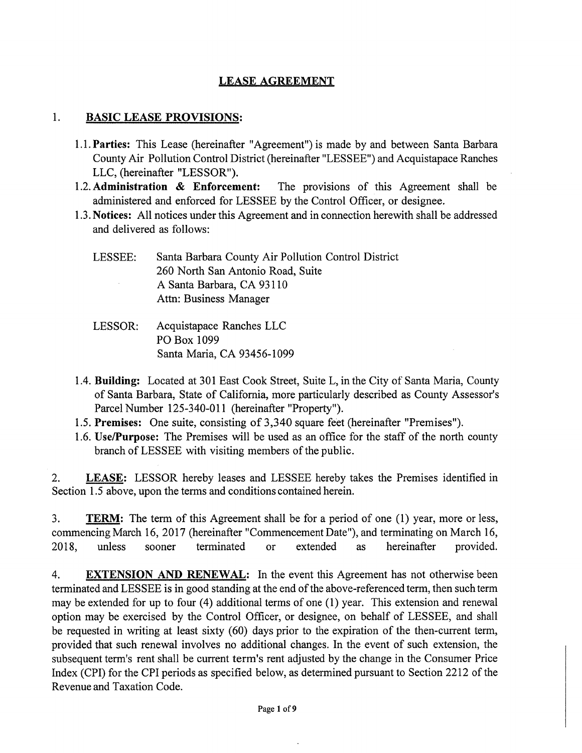# LEASE AGREEMENT

1. **BASIC LEASE PROVISIONS:**

   1.1. **Parties:** This Lease (hereinafter "Agreement") is made by and between Santa Barbara County Air Pollution Control District (hereinafter "LESSEE") and Acquistapace Ranches LLC, (hereinafter "LESSOR").

   1.2. **Administration & Enforcement:** The provisions of this Agreement shall be administered and enforced for LESSEE by the Control Officer, or designee.

   1.3. **Notices:** All notices under this Agreement and in connection herewith shall be addressed and delivered as follows:

   LESSEE: Santa Barbara County Air Pollution Control District
   260 North San Antonio Road, Suite
   A Santa Barbara, CA 93110
   Attn: Business Manager

   LESSOR: Acquistapace Ranches LLC
   PO Box 1099
   Santa Maria, CA 93456-1099

   1.4. **Building:** Located at 301 East Cook Street, Suite L, in the City of Santa Maria, County of Santa Barbara, State of California, more particularly described as County Assessor's Parcel Number 125-340-011 (hereinafter "Property").

   1.5. **Premises:** One suite, consisting of 3,340 square feet (hereinafter "Premises").

   1.6. **Use/Purpose:** The Premises will be used as an office for the staff of the north county branch of LESSEE with visiting members of the public.

2. **LEASE:** LESSOR hereby leases and LESSEE hereby takes the Premises identified in Section 1.5 above, upon the terms and conditions contained herein.

3. **TERM:** The term of this Agreement shall be for a period of one (1) year, more or less, commencing March 16, 2017 (hereinafter "Commencement Date"), and terminating on March 16, 2018, unless sooner terminated or extended as hereinafter provided.

4. **EXTENSION AND RENEWAL:** In the event this Agreement has not otherwise been terminated and LESSEE is in good standing at the end of the above-referenced term, then such term may be extended for up to four (4) additional terms of one (1) year. This extension and renewal option may be exercised by the Control Officer, or designee, on behalf of LESSEE, and shall be requested in writing at least sixty (60) days prior to the expiration of the then-current term, provided that such renewal involves no additional changes. In the event of such extension, the subsequent term's rent shall be current term's rent adjusted by the change in the Consumer Price Index (CPI) for the CPI periods as specified below, as determined pursuant to Section 2212 of the Revenue and Taxation Code.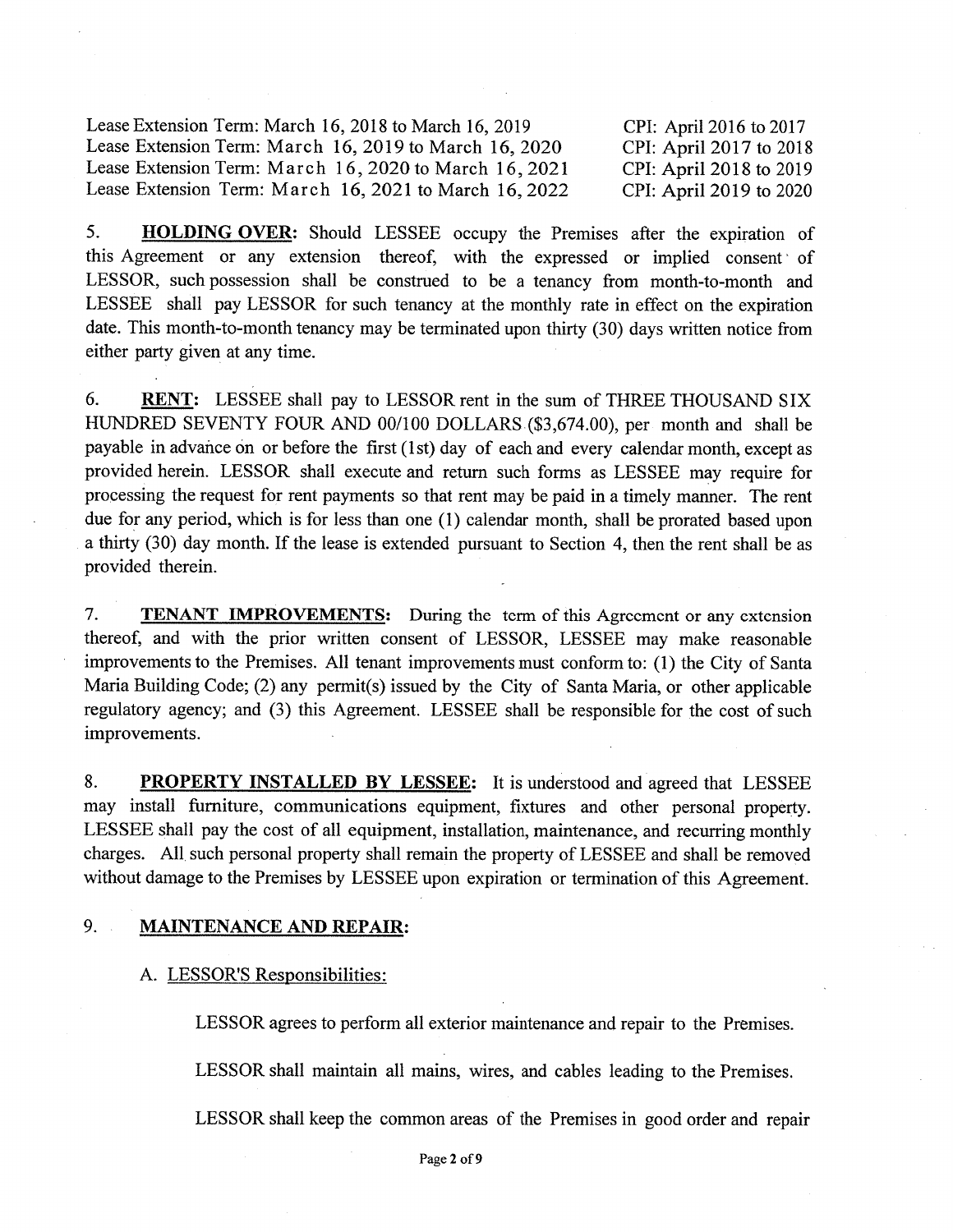| | |
|---|---|
| Lease Extension Term: March 16, 2018 to March 16, 2019 | CPI: April 2016 to 2017 |
| Lease Extension Term: March 16, 2019 to March 16, 2020 | CPI: April 2017 to 2018 |
| Lease Extension Term: March 16, 2020 to March 16, 2021 | CPI: April 2018 to 2019 |
| Lease Extension Term: March 16, 2021 to March 16, 2022 | CPI: April 2019 to 2020 |

5. **HOLDING OVER:** Should LESSEE occupy the Premises after the expiration of this Agreement or any extension thereof, with the expressed or implied consent of LESSOR, such possession shall be construed to be a tenancy from month-to-month and LESSEE shall pay LESSOR for such tenancy at the monthly rate in effect on the expiration date. This month-to-month tenancy may be terminated upon thirty (30) days written notice from either party given at any time.

6. **RENT:** LESSEE shall pay to LESSOR rent in the sum of THREE THOUSAND SIX HUNDRED SEVENTY FOUR AND 00/100 DOLLARS ($3,674.00), per month and shall be payable in advance on or before the first (1st) day of each and every calendar month, except as provided herein. LESSOR shall execute and return such forms as LESSEE may require for processing the request for rent payments so that rent may be paid in a timely manner. The rent due for any period, which is for less than one (1) calendar month, shall be prorated based upon a thirty (30) day month. If the lease is extended pursuant to Section 4, then the rent shall be as provided therein.

7. **TENANT IMPROVEMENTS:** During the term of this Agreement or any extension thereof, and with the prior written consent of LESSOR, LESSEE may make reasonable improvements to the Premises. All tenant improvements must conform to: (1) the City of Santa Maria Building Code; (2) any permit(s) issued by the City of Santa Maria, or other applicable regulatory agency; and (3) this Agreement. LESSEE shall be responsible for the cost of such improvements.

8. **PROPERTY INSTALLED BY LESSEE:** It is understood and agreed that LESSEE may install furniture, communications equipment, fixtures and other personal property. LESSEE shall pay the cost of all equipment, installation, maintenance, and recurring monthly charges. All such personal property shall remain the property of LESSEE and shall be removed without damage to the Premises by LESSEE upon expiration or termination of this Agreement.

9. **MAINTENANCE AND REPAIR:**

A. LESSOR'S Responsibilities:

LESSOR agrees to perform all exterior maintenance and repair to the Premises.

LESSOR shall maintain all mains, wires, and cables leading to the Premises.

LESSOR shall keep the common areas of the Premises in good order and repair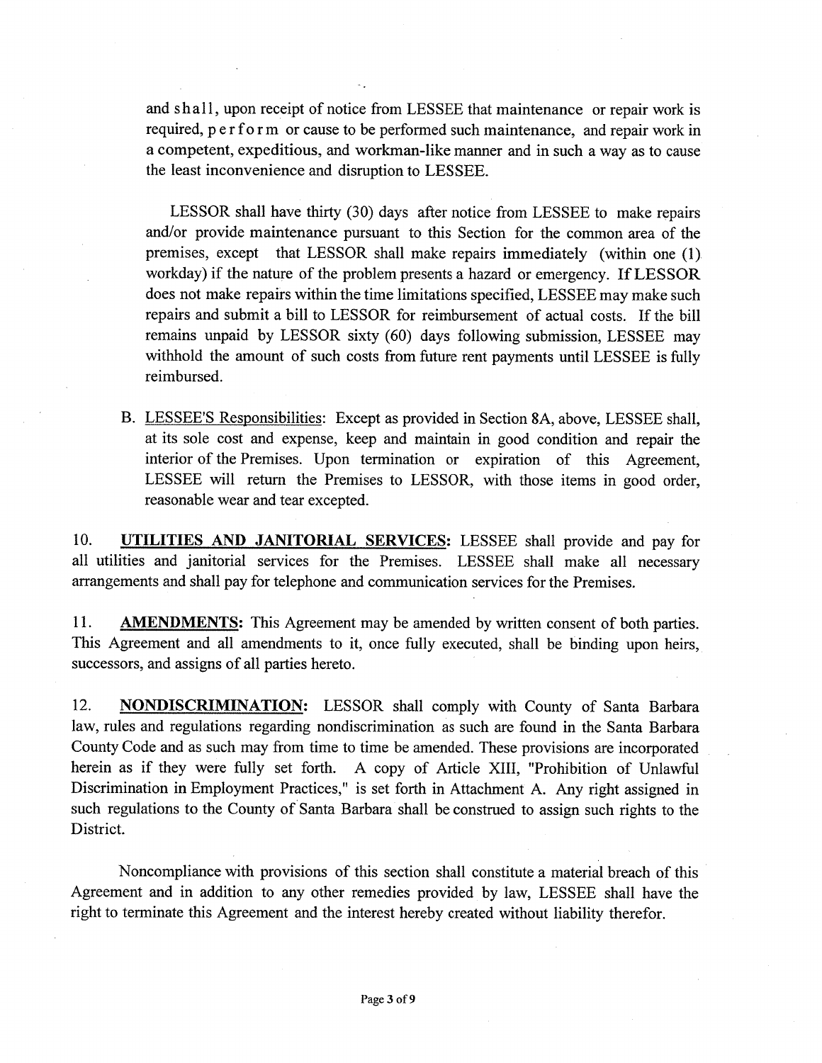and shall, upon receipt of notice from LESSEE that maintenance or repair work is required, perform or cause to be performed such maintenance, and repair work in a competent, expeditious, and workman-like manner and in such a way as to cause the least inconvenience and disruption to LESSEE.

LESSOR shall have thirty (30) days after notice from LESSEE to make repairs and/or provide maintenance pursuant to this Section for the common area of the premises, except that LESSOR shall make repairs immediately (within one (1) workday) if the nature of the problem presents a hazard or emergency. If LESSOR does not make repairs within the time limitations specified, LESSEE may make such repairs and submit a bill to LESSOR for reimbursement of actual costs. If the bill remains unpaid by LESSOR sixty (60) days following submission, LESSEE may withhold the amount of such costs from future rent payments until LESSEE is fully reimbursed.

B. <u>LESSEE'S Responsibilities</u>: Except as provided in Section 8A, above, LESSEE shall, at its sole cost and expense, keep and maintain in good condition and repair the interior of the Premises. Upon termination or expiration of this Agreement, LESSEE will return the Premises to LESSOR, with those items in good order, reasonable wear and tear excepted.

10. **UTILITIES AND JANITORIAL SERVICES:** LESSEE shall provide and pay for all utilities and janitorial services for the Premises. LESSEE shall make all necessary arrangements and shall pay for telephone and communication services for the Premises.

11. **AMENDMENTS:** This Agreement may be amended by written consent of both parties. This Agreement and all amendments to it, once fully executed, shall be binding upon heirs, successors, and assigns of all parties hereto.

12. **NONDISCRIMINATION:** LESSOR shall comply with County of Santa Barbara law, rules and regulations regarding nondiscrimination as such are found in the Santa Barbara County Code and as such may from time to time be amended. These provisions are incorporated herein as if they were fully set forth. A copy of Article XIII, "Prohibition of Unlawful Discrimination in Employment Practices," is set forth in Attachment A. Any right assigned in such regulations to the County of Santa Barbara shall be construed to assign such rights to the District.

Noncompliance with provisions of this section shall constitute a material breach of this Agreement and in addition to any other remedies provided by law, LESSEE shall have the right to terminate this Agreement and the interest hereby created without liability therefor.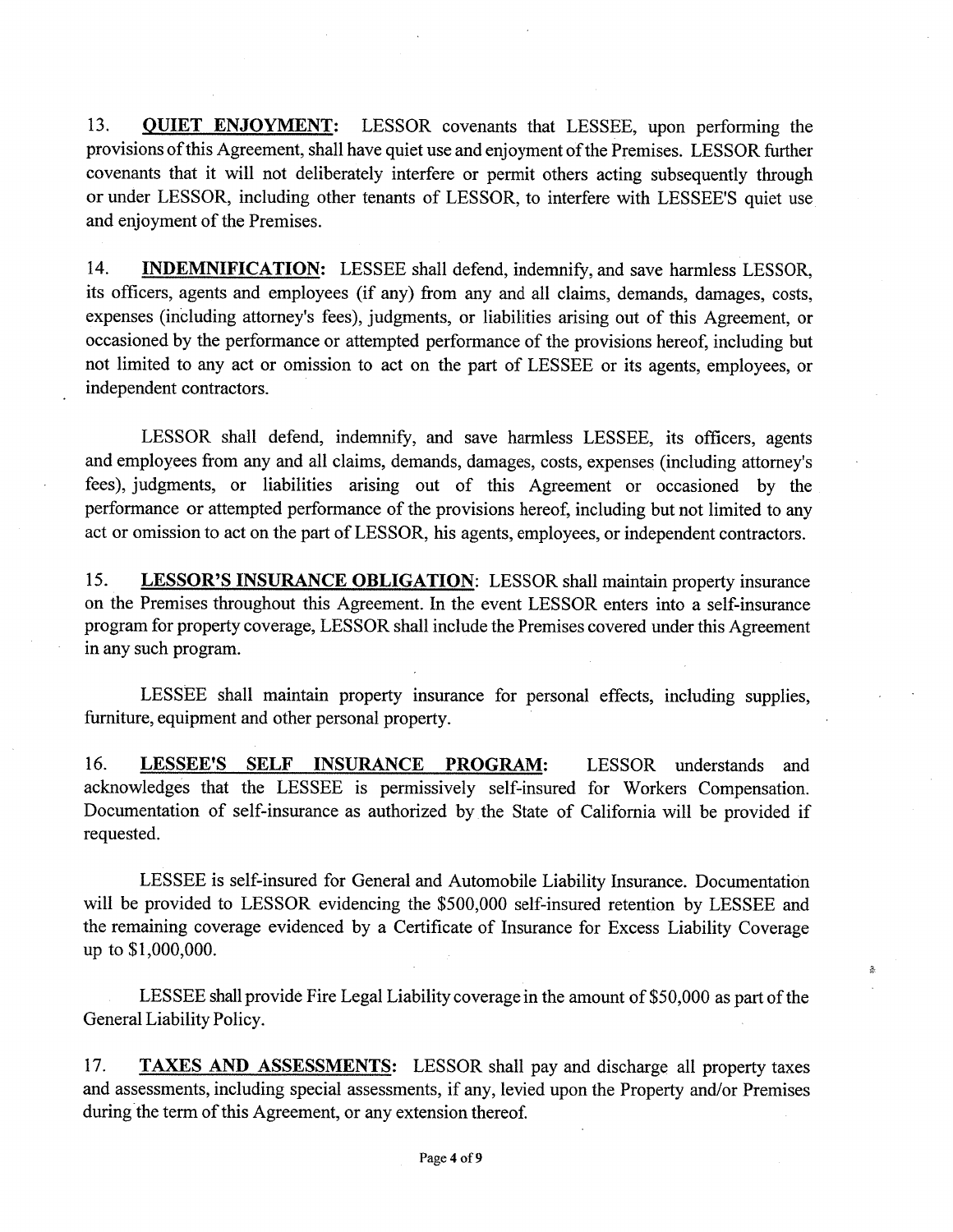13. **QUIET ENJOYMENT:** LESSOR covenants that LESSEE, upon performing the provisions of this Agreement, shall have quiet use and enjoyment of the Premises. LESSOR further covenants that it will not deliberately interfere or permit others acting subsequently through or under LESSOR, including other tenants of LESSOR, to interfere with LESSEE'S quiet use and enjoyment of the Premises.

14. **INDEMNIFICATION:** LESSEE shall defend, indemnify, and save harmless LESSOR, its officers, agents and employees (if any) from any and all claims, demands, damages, costs, expenses (including attorney's fees), judgments, or liabilities arising out of this Agreement, or occasioned by the performance or attempted performance of the provisions hereof, including but not limited to any act or omission to act on the part of LESSEE or its agents, employees, or independent contractors.

LESSOR shall defend, indemnify, and save harmless LESSEE, its officers, agents and employees from any and all claims, demands, damages, costs, expenses (including attorney's fees), judgments, or liabilities arising out of this Agreement or occasioned by the performance or attempted performance of the provisions hereof, including but not limited to any act or omission to act on the part of LESSOR, his agents, employees, or independent contractors.

15. **LESSOR'S INSURANCE OBLIGATION**: LESSOR shall maintain property insurance on the Premises throughout this Agreement. In the event LESSOR enters into a self-insurance program for property coverage, LESSOR shall include the Premises covered under this Agreement in any such program.

LESSEE shall maintain property insurance for personal effects, including supplies, furniture, equipment and other personal property.

16. **LESSEE'S SELF INSURANCE PROGRAM:** LESSOR understands and acknowledges that the LESSEE is permissively self-insured for Workers Compensation. Documentation of self-insurance as authorized by the State of California will be provided if requested.

LESSEE is self-insured for General and Automobile Liability Insurance. Documentation will be provided to LESSOR evidencing the $500,000 self-insured retention by LESSEE and the remaining coverage evidenced by a Certificate of Insurance for Excess Liability Coverage up to $1,000,000.

LESSEE shall provide Fire Legal Liability coverage in the amount of $50,000 as part of the General Liability Policy.

17. **TAXES AND ASSESSMENTS:** LESSOR shall pay and discharge all property taxes and assessments, including special assessments, if any, levied upon the Property and/or Premises during the term of this Agreement, or any extension thereof.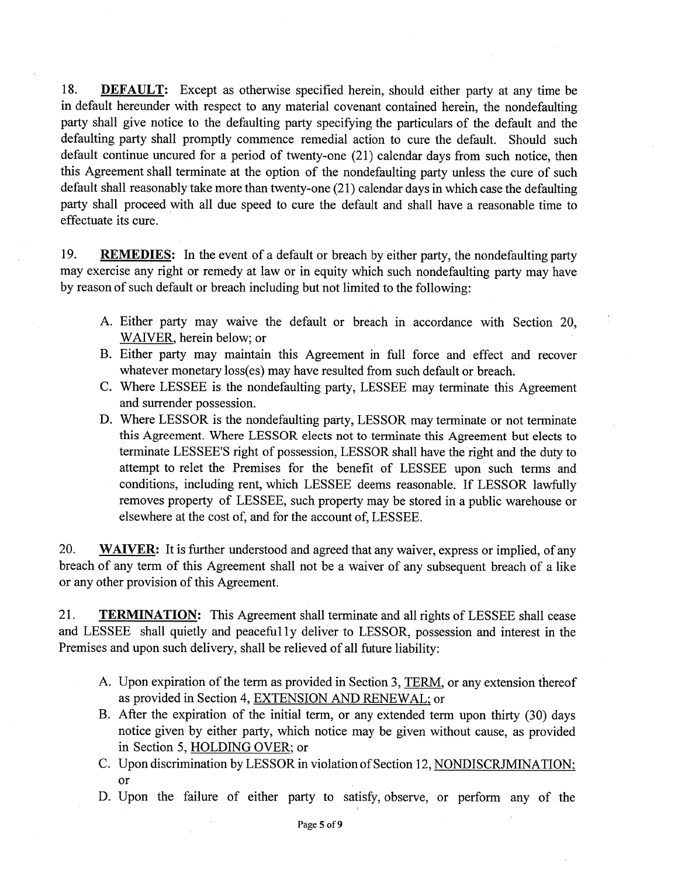18. **DEFAULT:** Except as otherwise specified herein, should either party at any time be in default hereunder with respect to any material covenant contained herein, the nondefaulting party shall give notice to the defaulting party specifying the particulars of the default and the defaulting party shall promptly commence remedial action to cure the default. Should such default continue uncured for a period of twenty-one (21) calendar days from such notice, then this Agreement shall terminate at the option of the nondefaulting party unless the cure of such default shall reasonably take more than twenty-one (21) calendar days in which case the defaulting party shall proceed with all due speed to cure the default and shall have a reasonable time to effectuate its cure.

19. **REMEDIES:** In the event of a default or breach by either party, the nondefaulting party may exercise any right or remedy at law or in equity which such nondefaulting party may have by reason of such default or breach including but not limited to the following:

A. Either party may waive the default or breach in accordance with Section 20, WAIVER, herein below; or
B. Either party may maintain this Agreement in full force and effect and recover whatever monetary loss(es) may have resulted from such default or breach.
C. Where LESSEE is the nondefaulting party, LESSEE may terminate this Agreement and surrender possession.
D. Where LESSOR is the nondefaulting party, LESSOR may terminate or not terminate this Agreement. Where LESSOR elects not to terminate this Agreement but elects to terminate LESSEE'S right of possession, LESSOR shall have the right and the duty to attempt to relet the Premises for the benefit of LESSEE upon such terms and conditions, including rent, which LESSEE deems reasonable. If LESSOR lawfully removes property of LESSEE, such property may be stored in a public warehouse or elsewhere at the cost of, and for the account of, LESSEE.

20. **WAIVER:** It is further understood and agreed that any waiver, express or implied, of any breach of any term of this Agreement shall not be a waiver of any subsequent breach of a like or any other provision of this Agreement.

21. **TERMINATION:** This Agreement shall terminate and all rights of LESSEE shall cease and LESSEE shall quietly and peacefully deliver to LESSOR, possession and interest in the Premises and upon such delivery, shall be relieved of all future liability:

A. Upon expiration of the term as provided in Section 3, TERM, or any extension thereof as provided in Section 4, EXTENSION AND RENEWAL; or
B. After the expiration of the initial term, or any extended term upon thirty (30) days notice given by either party, which notice may be given without cause, as provided in Section 5, HOLDING OVER; or
C. Upon discrimination by LESSOR in violation of Section 12, NONDISCRIMINATION; or
D. Upon the failure of either party to satisfy, observe, or perform any of the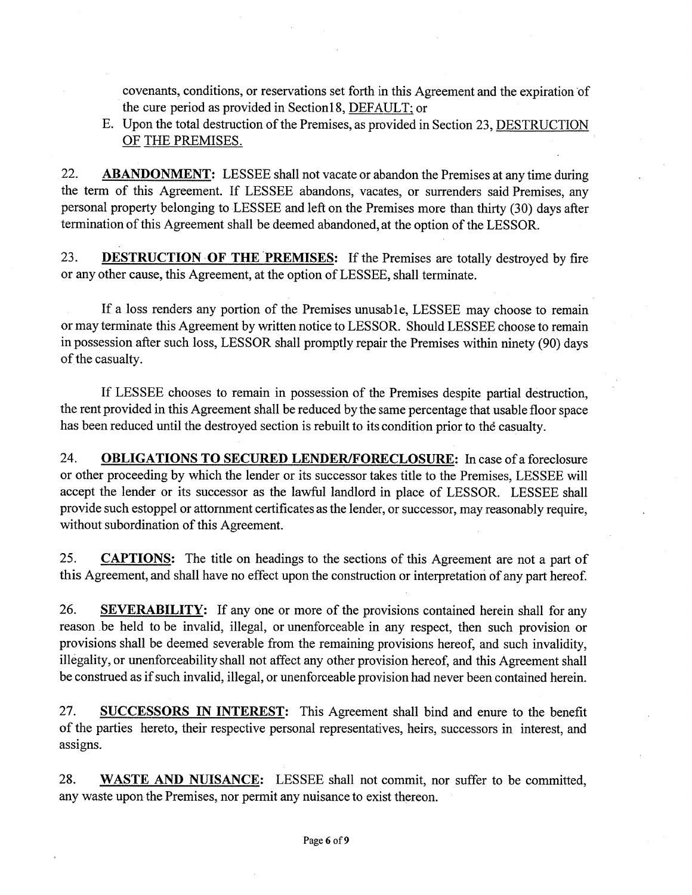covenants, conditions, or reservations set forth in this Agreement and the expiration of the cure period as provided in Section18, DEFAULT; or

E. Upon the total destruction of the Premises, as provided in Section 23, DESTRUCTION OF THE PREMISES.

22. **ABANDONMENT:** LESSEE shall not vacate or abandon the Premises at any time during the term of this Agreement. If LESSEE abandons, vacates, or surrenders said Premises, any personal property belonging to LESSEE and left on the Premises more than thirty (30) days after termination of this Agreement shall be deemed abandoned, at the option of the LESSOR.

23. **DESTRUCTION OF THE PREMISES:** If the Premises are totally destroyed by fire or any other cause, this Agreement, at the option of LESSEE, shall terminate.

If a loss renders any portion of the Premises unusable, LESSEE may choose to remain or may terminate this Agreement by written notice to LESSOR. Should LESSEE choose to remain in possession after such loss, LESSOR shall promptly repair the Premises within ninety (90) days of the casualty.

If LESSEE chooses to remain in possession of the Premises despite partial destruction, the rent provided in this Agreement shall be reduced by the same percentage that usable floor space has been reduced until the destroyed section is rebuilt to its condition prior to the casualty.

24. **OBLIGATIONS TO SECURED LENDER/FORECLOSURE:** In case of a foreclosure or other proceeding by which the lender or its successor takes title to the Premises, LESSEE will accept the lender or its successor as the lawful landlord in place of LESSOR. LESSEE shall provide such estoppel or attornment certificates as the lender, or successor, may reasonably require, without subordination of this Agreement.

25. **CAPTIONS:** The title on headings to the sections of this Agreement are not a part of this Agreement, and shall have no effect upon the construction or interpretation of any part hereof.

26. **SEVERABILITY:** If any one or more of the provisions contained herein shall for any reason be held to be invalid, illegal, or unenforceable in any respect, then such provision or provisions shall be deemed severable from the remaining provisions hereof, and such invalidity, illegality, or unenforceability shall not affect any other provision hereof, and this Agreement shall be construed as if such invalid, illegal, or unenforceable provision had never been contained herein.

27. **SUCCESSORS IN INTEREST:** This Agreement shall bind and enure to the benefit of the parties hereto, their respective personal representatives, heirs, successors in interest, and assigns.

28. **WASTE AND NUISANCE:** LESSEE shall not commit, nor suffer to be committed, any waste upon the Premises, nor permit any nuisance to exist thereon.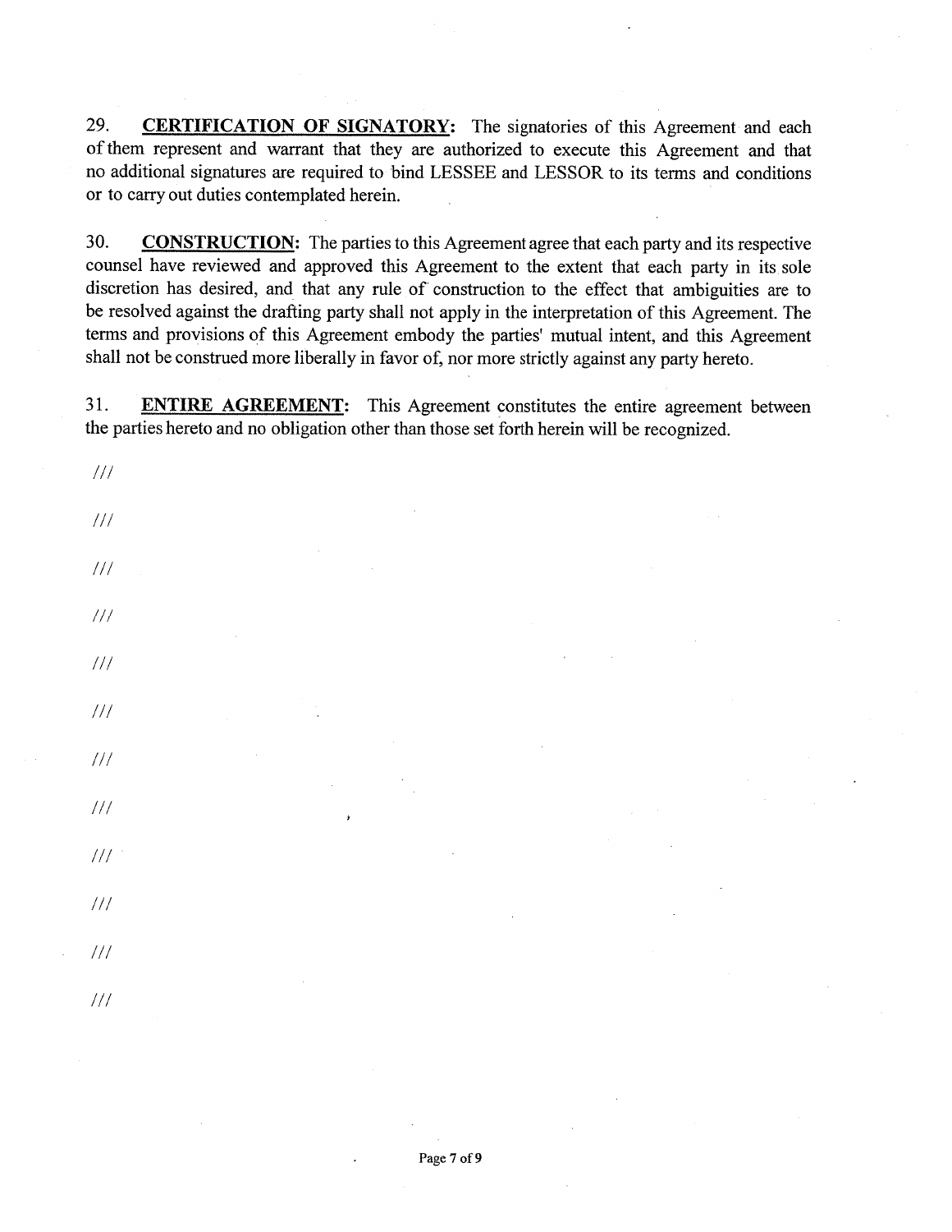29. **CERTIFICATION OF SIGNATORY:** The signatories of this Agreement and each of them represent and warrant that they are authorized to execute this Agreement and that no additional signatures are required to bind LESSEE and LESSOR to its terms and conditions or to carry out duties contemplated herein.

30. **CONSTRUCTION:** The parties to this Agreement agree that each party and its respective counsel have reviewed and approved this Agreement to the extent that each party in its sole discretion has desired, and that any rule of construction to the effect that ambiguities are to be resolved against the drafting party shall not apply in the interpretation of this Agreement. The terms and provisions of this Agreement embody the parties' mutual intent, and this Agreement shall not be construed more liberally in favor of, nor more strictly against any party hereto.

31. **ENTIRE AGREEMENT:** This Agreement constitutes the entire agreement between the parties hereto and no obligation other than those set forth herein will be recognized.

///

///

///

///

///

///

///

///

///

///

///

///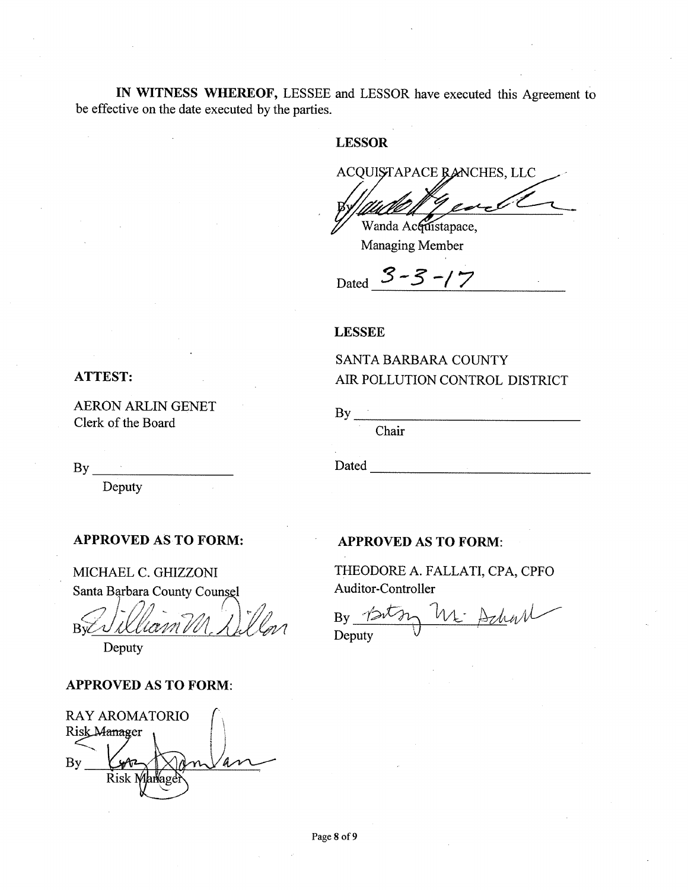**IN WITNESS WHEREOF,** LESSEE and LESSOR have executed this Agreement to be effective on the date executed by the parties.

**LESSOR**

ACQUISTAPACE RANCHES, LLC

By ______________________
Wanda Acquistapace,
Managing Member

Dated 3-3-17

**LESSEE**

SANTA BARBARA COUNTY
AIR POLLUTION CONTROL DISTRICT

By ______________________
Chair

Dated ______________________

**ATTEST:**

AERON ARLIN GENET
Clerk of the Board

By ______________________
Deputy

**APPROVED AS TO FORM:**

MICHAEL C. GHIZZONI
Santa Barbara County Counsel

By ______________________
Deputy

**APPROVED AS TO FORM:**

THEODORE A. FALLATI, CPA, CPFO
Auditor-Controller

By ______________________
Deputy

**APPROVED AS TO FORM:**

RAY AROMATORIO
Risk Manager

By ______________________
Risk Manager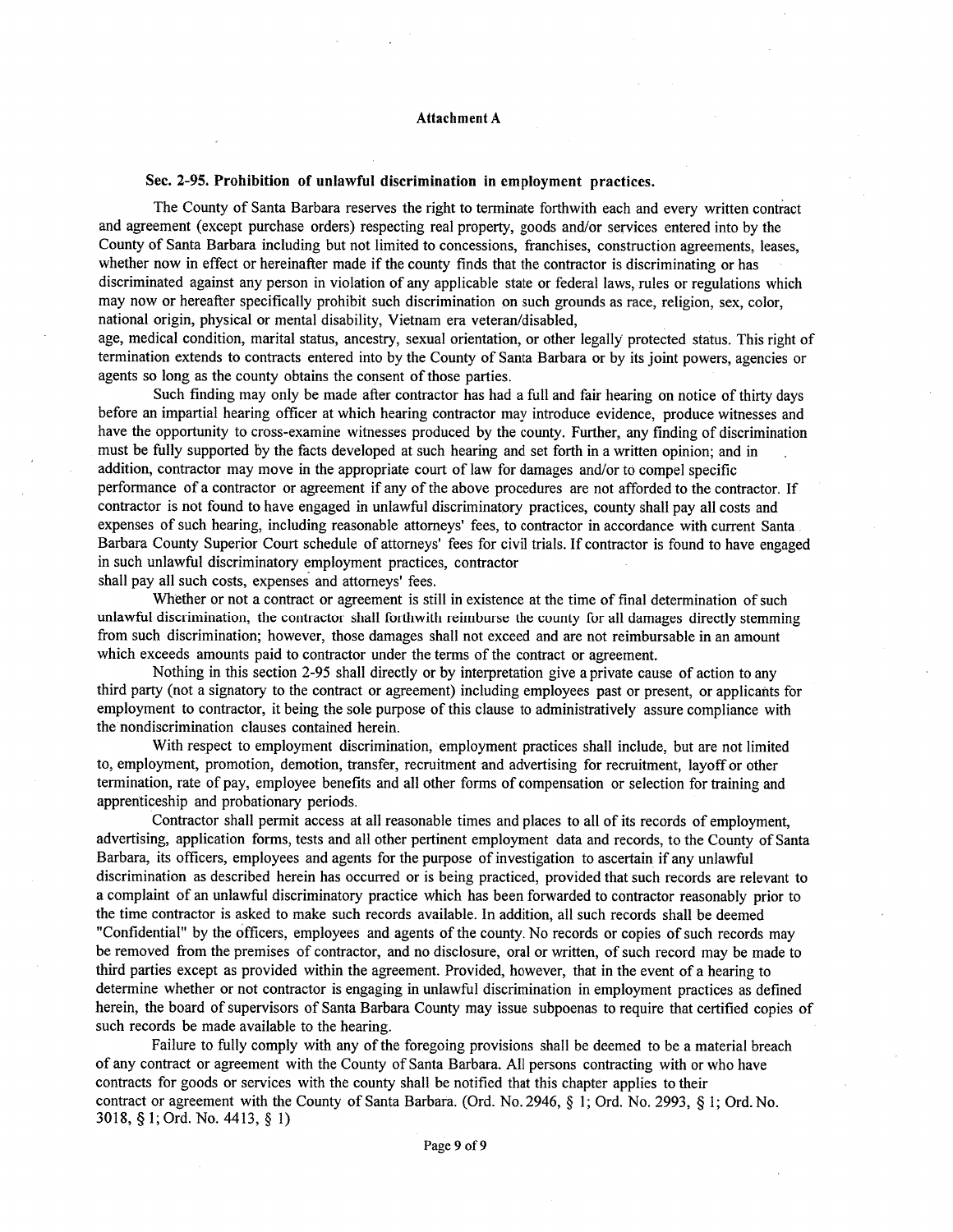## Attachment A

### Sec. 2-95. Prohibition of unlawful discrimination in employment practices.

The County of Santa Barbara reserves the right to terminate forthwith each and every written contract and agreement (except purchase orders) respecting real property, goods and/or services entered into by the County of Santa Barbara including but not limited to concessions, franchises, construction agreements, leases, whether now in effect or hereinafter made if the county finds that the contractor is discriminating or has discriminated against any person in violation of any applicable state or federal laws, rules or regulations which may now or hereafter specifically prohibit such discrimination on such grounds as race, religion, sex, color, national origin, physical or mental disability, Vietnam era veteran/disabled, age, medical condition, marital status, ancestry, sexual orientation, or other legally protected status. This right of termination extends to contracts entered into by the County of Santa Barbara or by its joint powers, agencies or agents so long as the county obtains the consent of those parties.

Such finding may only be made after contractor has had a full and fair hearing on notice of thirty days before an impartial hearing officer at which hearing contractor may introduce evidence, produce witnesses and have the opportunity to cross-examine witnesses produced by the county. Further, any finding of discrimination must be fully supported by the facts developed at such hearing and set forth in a written opinion; and in addition, contractor may move in the appropriate court of law for damages and/or to compel specific performance of a contractor or agreement if any of the above procedures are not afforded to the contractor. If contractor is not found to have engaged in unlawful discriminatory practices, county shall pay all costs and expenses of such hearing, including reasonable attorneys' fees, to contractor in accordance with current Santa Barbara County Superior Court schedule of attorneys' fees for civil trials. If contractor is found to have engaged in such unlawful discriminatory employment practices, contractor shall pay all such costs, expenses and attorneys' fees.

Whether or not a contract or agreement is still in existence at the time of final determination of such unlawful discrimination, the contractor shall forthwith reimburse the county for all damages directly stemming from such discrimination; however, those damages shall not exceed and are not reimbursable in an amount which exceeds amounts paid to contractor under the terms of the contract or agreement.

Nothing in this section 2-95 shall directly or by interpretation give a private cause of action to any third party (not a signatory to the contract or agreement) including employees past or present, or applicants for employment to contractor, it being the sole purpose of this clause to administratively assure compliance with the nondiscrimination clauses contained herein.

With respect to employment discrimination, employment practices shall include, but are not limited to, employment, promotion, demotion, transfer, recruitment and advertising for recruitment, layoff or other termination, rate of pay, employee benefits and all other forms of compensation or selection for training and apprenticeship and probationary periods.

Contractor shall permit access at all reasonable times and places to all of its records of employment, advertising, application forms, tests and all other pertinent employment data and records, to the County of Santa Barbara, its officers, employees and agents for the purpose of investigation to ascertain if any unlawful discrimination as described herein has occurred or is being practiced, provided that such records are relevant to a complaint of an unlawful discriminatory practice which has been forwarded to contractor reasonably prior to the time contractor is asked to make such records available. In addition, all such records shall be deemed "Confidential" by the officers, employees and agents of the county. No records or copies of such records may be removed from the premises of contractor, and no disclosure, oral or written, of such record may be made to third parties except as provided within the agreement. Provided, however, that in the event of a hearing to determine whether or not contractor is engaging in unlawful discrimination in employment practices as defined herein, the board of supervisors of Santa Barbara County may issue subpoenas to require that certified copies of such records be made available to the hearing.

Failure to fully comply with any of the foregoing provisions shall be deemed to be a material breach of any contract or agreement with the County of Santa Barbara. All persons contracting with or who have contracts for goods or services with the county shall be notified that this chapter applies to their contract or agreement with the County of Santa Barbara. (Ord. No. 2946, § 1; Ord. No. 2993, § 1; Ord. No. 3018, § 1; Ord. No. 4413, § 1)